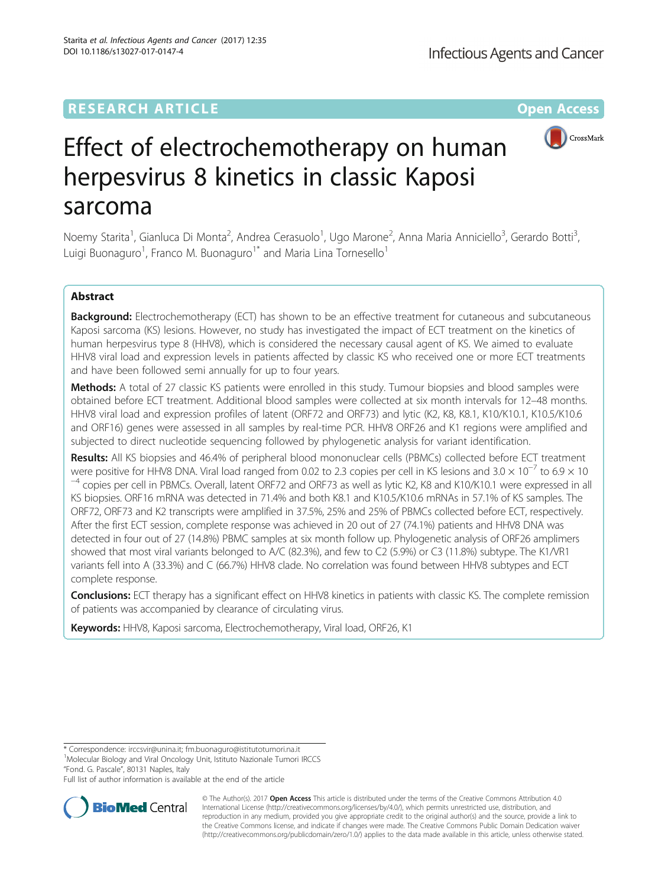RESEARCH ARTICLE

Open Access

# Effect of electrochemotherapy on human herpesvirus 8 kinetics in classic Kaposi sarcoma

Noemy Starita[1], Gianluca Di Monta[2], Andrea Cerasuolo[1], Ugo Marone[2], Anna Maria Anniciello[3], Gerardo Botti[3], Luigi Buonaguro[1], Franco M. Buonaguro[1*] and Maria Lina Tornesello[1]

## Abstract

**Background:** Electrochemotherapy (ECT) has shown to be an effective treatment for cutaneous and subcutaneous Kaposi sarcoma (KS) lesions. However, no study has investigated the impact of ECT treatment on the kinetics of human herpesvirus type 8 (HHV8), which is considered the necessary causal agent of KS. We aimed to evaluate HHV8 viral load and expression levels in patients affected by classic KS who received one or more ECT treatments and have been followed semi annually for up to four years.

**Methods:** A total of 27 classic KS patients were enrolled in this study. Tumour biopsies and blood samples were obtained before ECT treatment. Additional blood samples were collected at six month intervals for 12–48 months. HHV8 viral load and expression profiles of latent (ORF72 and ORF73) and lytic (K2, K8, K8.1, K10/K10.1, K10.5/K10.6 and ORF16) genes were assessed in all samples by real-time PCR. HHV8 ORF26 and K1 regions were amplified and subjected to direct nucleotide sequencing followed by phylogenetic analysis for variant identification.

**Results:** All KS biopsies and 46.4% of peripheral blood mononuclear cells (PBMCs) collected before ECT treatment were positive for HHV8 DNA. Viral load ranged from 0.02 to 2.3 copies per cell in KS lesions and $3.0 \times 10^{-7}$ to $6.9 \times 10^{-4}$ copies per cell in PBMCs. Overall, latent ORF72 and ORF73 as well as lytic K2, K8 and K10/K10.1 were expressed in all KS biopsies. ORF16 mRNA was detected in 71.4% and both K8.1 and K10.5/K10.6 mRNAs in 57.1% of KS samples. The ORF72, ORF73 and K2 transcripts were amplified in 37.5%, 25% and 25% of PBMCs collected before ECT, respectively. After the first ECT session, complete response was achieved in 20 out of 27 (74.1%) patients and HHV8 DNA was detected in four out of 27 (14.8%) PBMC samples at six month follow up. Phylogenetic analysis of ORF26 amplimers showed that most viral variants belonged to A/C (82.3%), and few to C2 (5.9%) or C3 (11.8%) subtype. The K1/VR1 variants fell into A (33.3%) and C (66.7%) HHV8 clade. No correlation was found between HHV8 subtypes and ECT complete response.

**Conclusions:** ECT therapy has a significant effect on HHV8 kinetics in patients with classic KS. The complete remission of patients was accompanied by clearance of circulating virus.

**Keywords:** HHV8, Kaposi sarcoma, Electrochemotherapy, Viral load, ORF26, K1

* Correspondence: irccsvir@unina.it; fm.buonaguro@istitutotumori.na.it
[1]Molecular Biology and Viral Oncology Unit, Istituto Nazionale Tumori IRCCS "Fond. G. Pascale", 80131 Naples, Italy
Full list of author information is available at the end of the article

© The Author(s). 2017 **Open Access** This article is distributed under the terms of the Creative Commons Attribution 4.0 International License (http://creativecommons.org/licenses/by/4.0/), which permits unrestricted use, distribution, and reproduction in any medium, provided you give appropriate credit to the original author(s) and the source, provide a link to the Creative Commons license, and indicate if changes were made. The Creative Commons Public Domain Dedication waiver (http://creativecommons.org/publicdomain/zero/1.0/) applies to the data made available in this article, unless otherwise stated.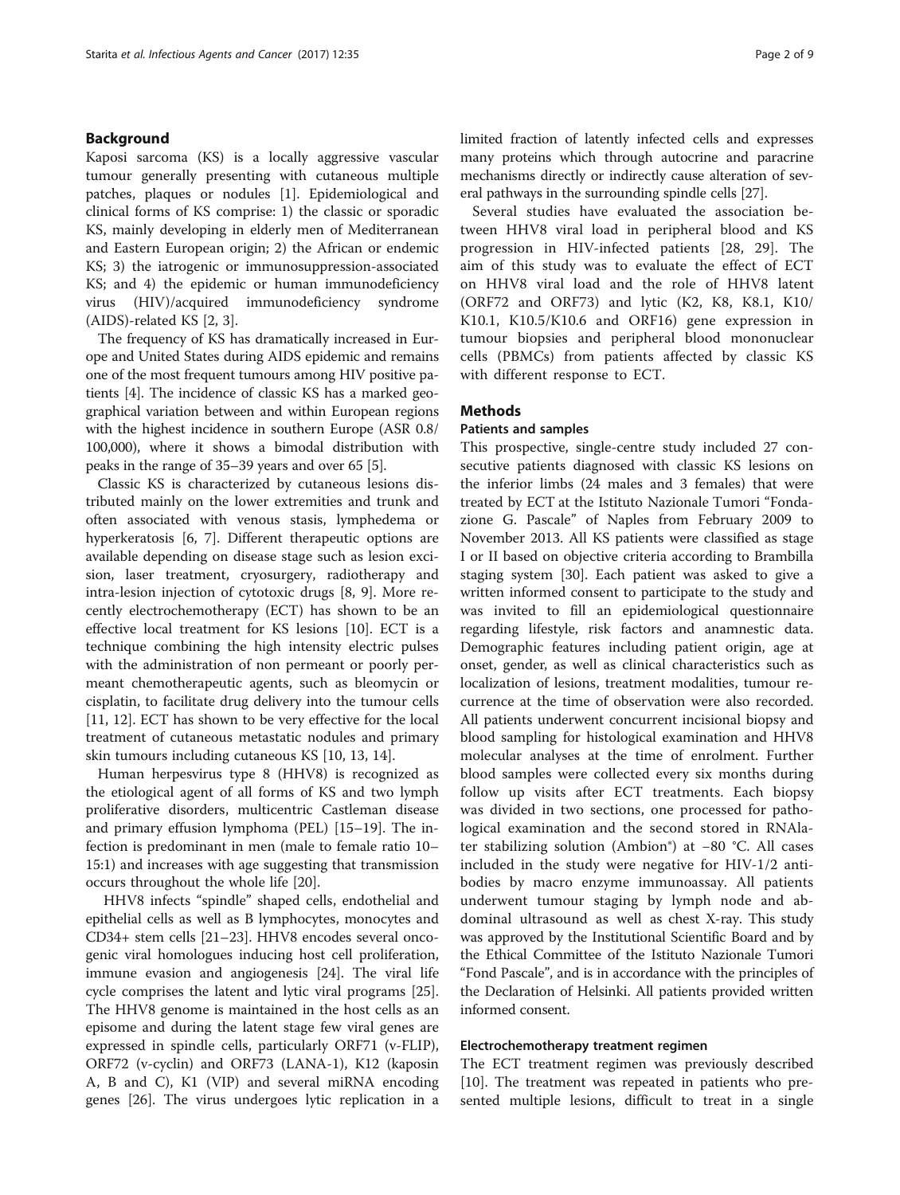## Background

Kaposi sarcoma (KS) is a locally aggressive vascular tumour generally presenting with cutaneous multiple patches, plaques or nodules [1]. Epidemiological and clinical forms of KS comprise: 1) the classic or sporadic KS, mainly developing in elderly men of Mediterranean and Eastern European origin; 2) the African or endemic KS; 3) the iatrogenic or immunosuppression-associated KS; and 4) the epidemic or human immunodeficiency virus (HIV)/acquired immunodeficiency syndrome (AIDS)-related KS [2, 3].

The frequency of KS has dramatically increased in Europe and United States during AIDS epidemic and remains one of the most frequent tumours among HIV positive patients [4]. The incidence of classic KS has a marked geographical variation between and within European regions with the highest incidence in southern Europe (ASR 0.8/100,000), where it shows a bimodal distribution with peaks in the range of 35–39 years and over 65 [5].

Classic KS is characterized by cutaneous lesions distributed mainly on the lower extremities and trunk and often associated with venous stasis, lymphedema or hyperkeratosis [6, 7]. Different therapeutic options are available depending on disease stage such as lesion excision, laser treatment, cryosurgery, radiotherapy and intra-lesion injection of cytotoxic drugs [8, 9]. More recently electrochemotherapy (ECT) has shown to be an effective local treatment for KS lesions [10]. ECT is a technique combining the high intensity electric pulses with the administration of non permeant or poorly permeant chemotherapeutic agents, such as bleomycin or cisplatin, to facilitate drug delivery into the tumour cells [11, 12]. ECT has shown to be very effective for the local treatment of cutaneous metastatic nodules and primary skin tumours including cutaneous KS [10, 13, 14].

Human herpesvirus type 8 (HHV8) is recognized as the etiological agent of all forms of KS and two lymph proliferative disorders, multicentric Castleman disease and primary effusion lymphoma (PEL) [15–19]. The infection is predominant in men (male to female ratio 10–15:1) and increases with age suggesting that transmission occurs throughout the whole life [20].

HHV8 infects "spindle" shaped cells, endothelial and epithelial cells as well as B lymphocytes, monocytes and CD34+ stem cells [21–23]. HHV8 encodes several oncogenic viral homologues inducing host cell proliferation, immune evasion and angiogenesis [24]. The viral life cycle comprises the latent and lytic viral programs [25]. The HHV8 genome is maintained in the host cells as an episome and during the latent stage few viral genes are expressed in spindle cells, particularly ORF71 (v-FLIP), ORF72 (v-cyclin) and ORF73 (LANA-1), K12 (kaposin A, B and C), K1 (VIP) and several miRNA encoding genes [26]. The virus undergoes lytic replication in a limited fraction of latently infected cells and expresses many proteins which through autocrine and paracrine mechanisms directly or indirectly cause alteration of several pathways in the surrounding spindle cells [27].

Several studies have evaluated the association between HHV8 viral load in peripheral blood and KS progression in HIV-infected patients [28, 29]. The aim of this study was to evaluate the effect of ECT on HHV8 viral load and the role of HHV8 latent (ORF72 and ORF73) and lytic (K2, K8, K8.1, K10/K10.1, K10.5/K10.6 and ORF16) gene expression in tumour biopsies and peripheral blood mononuclear cells (PBMCs) from patients affected by classic KS with different response to ECT.

## Methods

### Patients and samples

This prospective, single-centre study included 27 consecutive patients diagnosed with classic KS lesions on the inferior limbs (24 males and 3 females) that were treated by ECT at the Istituto Nazionale Tumori "Fondazione G. Pascale" of Naples from February 2009 to November 2013. All KS patients were classified as stage I or II based on objective criteria according to Brambilla staging system [30]. Each patient was asked to give a written informed consent to participate to the study and was invited to fill an epidemiological questionnaire regarding lifestyle, risk factors and anamnestic data. Demographic features including patient origin, age at onset, gender, as well as clinical characteristics such as localization of lesions, treatment modalities, tumour recurrence at the time of observation were also recorded. All patients underwent concurrent incisional biopsy and blood sampling for histological examination and HHV8 molecular analyses at the time of enrolment. Further blood samples were collected every six months during follow up visits after ECT treatments. Each biopsy was divided in two sections, one processed for pathological examination and the second stored in RNAlater stabilizing solution (Ambion®) at −80 °C. All cases included in the study were negative for HIV-1/2 antibodies by macro enzyme immunoassay. All patients underwent tumour staging by lymph node and abdominal ultrasound as well as chest X-ray. This study was approved by the Institutional Scientific Board and by the Ethical Committee of the Istituto Nazionale Tumori "Fond Pascale", and is in accordance with the principles of the Declaration of Helsinki. All patients provided written informed consent.

### Electrochemotherapy treatment regimen

The ECT treatment regimen was previously described [10]. The treatment was repeated in patients who presented multiple lesions, difficult to treat in a single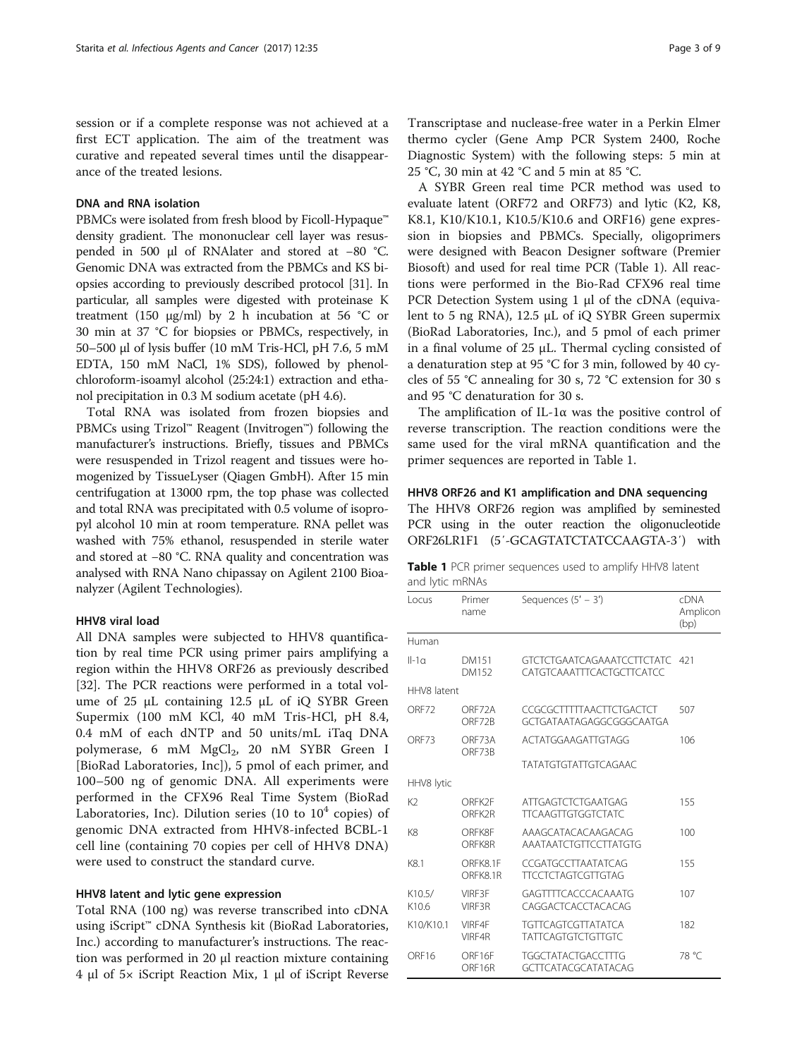session or if a complete response was not achieved at a first ECT application. The aim of the treatment was curative and repeated several times until the disappearance of the treated lesions.

### DNA and RNA isolation

PBMCs were isolated from fresh blood by Ficoll-Hypaque™ density gradient. The mononuclear cell layer was resuspended in 500 μl of RNAlater and stored at −80 °C. Genomic DNA was extracted from the PBMCs and KS biopsies according to previously described protocol [31]. In particular, all samples were digested with proteinase K treatment (150 μg/ml) by 2 h incubation at 56 °C or 30 min at 37 °C for biopsies or PBMCs, respectively, in 50–500 μl of lysis buffer (10 mM Tris-HCl, pH 7.6, 5 mM EDTA, 150 mM NaCl, 1% SDS), followed by phenol-chloroform-isoamyl alcohol (25:24:1) extraction and ethanol precipitation in 0.3 M sodium acetate (pH 4.6).

Total RNA was isolated from frozen biopsies and PBMCs using Trizol™ Reagent (Invitrogen™) following the manufacturer's instructions. Briefly, tissues and PBMCs were resuspended in Trizol reagent and tissues were homogenized by TissueLyser (Qiagen GmbH). After 15 min centrifugation at 13000 rpm, the top phase was collected and total RNA was precipitated with 0.5 volume of isopropyl alcohol 10 min at room temperature. RNA pellet was washed with 75% ethanol, resuspended in sterile water and stored at −80 °C. RNA quality and concentration was analysed with RNA Nano chipassay on Agilent 2100 Bioanalyzer (Agilent Technologies).

### HHV8 viral load

All DNA samples were subjected to HHV8 quantification by real time PCR using primer pairs amplifying a region within the HHV8 ORF26 as previously described [32]. The PCR reactions were performed in a total volume of 25 μL containing 12.5 μL of iQ SYBR Green Supermix (100 mM KCl, 40 mM Tris-HCl, pH 8.4, 0.4 mM of each dNTP and 50 units/mL iTaq DNA polymerase, 6 mM $MgCl_2$, 20 nM SYBR Green I [BioRad Laboratories, Inc]), 5 pmol of each primer, and 100–500 ng of genomic DNA. All experiments were performed in the CFX96 Real Time System (BioRad Laboratories, Inc). Dilution series (10 to $10^4$ copies) of genomic DNA extracted from HHV8-infected BCBL-1 cell line (containing 70 copies per cell of HHV8 DNA) were used to construct the standard curve.

### HHV8 latent and lytic gene expression

Total RNA (100 ng) was reverse transcribed into cDNA using iScript™ cDNA Synthesis kit (BioRad Laboratories, Inc.) according to manufacturer's instructions. The reaction was performed in 20 μl reaction mixture containing 4 μl of 5× iScript Reaction Mix, 1 μl of iScript Reverse Transcriptase and nuclease-free water in a Perkin Elmer thermo cycler (Gene Amp PCR System 2400, Roche Diagnostic System) with the following steps: 5 min at 25 °C, 30 min at 42 °C and 5 min at 85 °C.

A SYBR Green real time PCR method was used to evaluate latent (ORF72 and ORF73) and lytic (K2, K8, K8.1, K10/K10.1, K10.5/K10.6 and ORF16) gene expression in biopsies and PBMCs. Specially, oligoprimers were designed with Beacon Designer software (Premier Biosoft) and used for real time PCR (Table 1). All reactions were performed in the Bio-Rad CFX96 real time PCR Detection System using 1 μl of the cDNA (equivalent to 5 ng RNA), 12.5 μL of iQ SYBR Green supermix (BioRad Laboratories, Inc.), and 5 pmol of each primer in a final volume of 25 μL. Thermal cycling consisted of a denaturation step at 95 °C for 3 min, followed by 40 cycles of 55 °C annealing for 30 s, 72 °C extension for 30 s and 95 °C denaturation for 30 s.

The amplification of IL-1α was the positive control of reverse transcription. The reaction conditions were the same used for the viral mRNA quantification and the primer sequences are reported in Table 1.

### HHV8 ORF26 and K1 amplification and DNA sequencing

The HHV8 ORF26 region was amplified by seminested PCR using in the outer reaction the oligonucleotide ORF26LR1F1 (5′-GCAGTATCTATCCAAGTA-3′) with

**Table 1** PCR primer sequences used to amplify HHV8 latent and lytic mRNAs

| Locus | Primer name | Sequences (5′ – 3′) | cDNA Amplicon (bp) |
|---|---|---|---|
| Human | | | |
| Il-1α | DM151<br>DM152 | GTCTCTGAATCAGAAATCCTTCTATC<br>CATGTCAAATTTCACTGCTTCATCC | 421 |
| HHV8 latent | | | |
| ORF72 | ORF72A<br>ORF72B | CCGCGCTTTTTAACTTCTGACTCT<br>GCTGATAATAGAGGCGGGCAATGA | 507 |
| ORF73 | ORF73A<br>ORF73B | ACTATGGAAGATTGTAGG<br>TATATGTGTATTGTCAGAAC | 106 |
| HHV8 lytic | | | |
| K2 | ORFK2F<br>ORFK2R | ATTGAGTCTCTGAATGAG<br>TTCAAGTTGTGGTCTATC | 155 |
| K8 | ORFK8F<br>ORFK8R | AAAGCATACACAAGACAG<br>AAATAATCTGTTCCTTATGTG | 100 |
| K8.1 | ORFK8.1F<br>ORFK8.1R | CCGATGCCTTAATATCAG<br>TTCCTCTAGTCGTTGTAG | 155 |
| K10.5/ K10.6 | VIRF3F<br>VIRF3R | GAGTTTTCACCCACAAATG<br>CAGGACTCACCTACACAG | 107 |
| K10/K10.1 | VIRF4F<br>VIRF4R | TGTTCAGTCGTTATATCA<br>TATTCAGTGTCTGTTGTC | 182 |
| ORF16 | ORF16F<br>ORF16R | TGGCTATACTGACCTTTG<br>GCTTCATACGCATATACAG | 78 °C |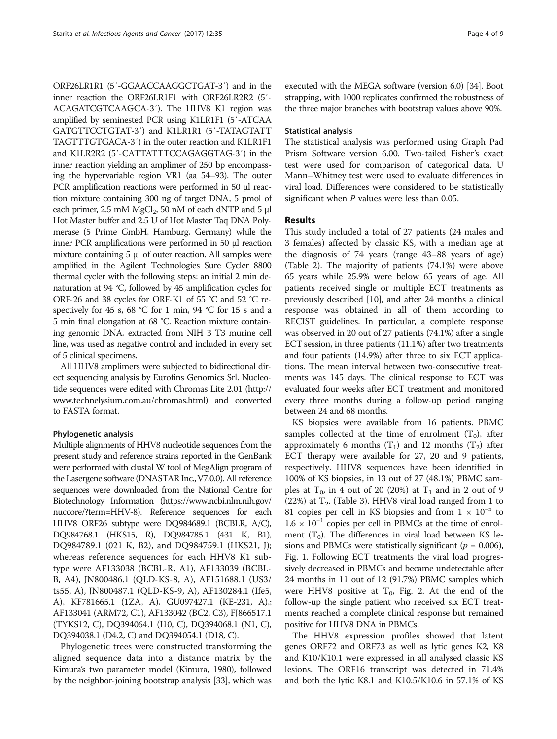ORF26LR1R1 (5′-GGAACCAAGGCTGAT-3′) and in the inner reaction the ORF26LR1F1 with ORF26LR2R2 (5′-ACAGATCGTCAAGCA-3′). The HHV8 K1 region was amplified by seminested PCR using K1LR1F1 (5′-ATCAA GATGTTCCTGTAT-3′) and K1LR1R1 (5′-TATAGTATT TAGTTTGTGACA-3′) in the outer reaction and K1LR1F1 and K1LR2R2 (5′-CATTATTTCCAGAGGTAG-3′) in the inner reaction yielding an amplimer of 250 bp encompassing the hypervariable region VR1 (aa 54–93). The outer PCR amplification reactions were performed in 50 μl reaction mixture containing 300 ng of target DNA, 5 pmol of each primer, 2.5 mM $MgCl_2$, 50 nM of each dNTP and 5 μl Hot Master buffer and 2.5 U of Hot Master Taq DNA Polymerase (5 Prime GmbH, Hamburg, Germany) while the inner PCR amplifications were performed in 50 μl reaction mixture containing 5 μl of outer reaction. All samples were amplified in the Agilent Technologies Sure Cycler 8800 thermal cycler with the following steps: an initial 2 min denaturation at 94 °C, followed by 45 amplification cycles for ORF-26 and 38 cycles for ORF-K1 of 55 °C and 52 °C respectively for 45 s, 68 °C for 1 min, 94 °C for 15 s and a 5 min final elongation at 68 °C. Reaction mixture containing genomic DNA, extracted from NIH 3 T3 murine cell line, was used as negative control and included in every set of 5 clinical specimens.

All HHV8 amplimers were subjected to bidirectional direct sequencing analysis by Eurofins Genomics Srl. Nucleotide sequences were edited with Chromas Lite 2.01 (http://www.technelysium.com.au/chromas.html) and converted to FASTA format.

### Phylogenetic analysis

Multiple alignments of HHV8 nucleotide sequences from the present study and reference strains reported in the GenBank were performed with clustal W tool of MegAlign program of the Lasergene software (DNASTAR Inc., V7.0.0). All reference sequences were downloaded from the National Centre for Biotechnology Information (https://www.ncbi.nlm.nih.gov/nuccore/?term=HHV-8). Reference sequences for each HHV8 ORF26 subtype were DQ984689.1 (BCBLR, A/C), DQ984768.1 (HKS15, R), DQ984785.1 (431 K, B1), DQ984789.1 (021 K, B2), and DQ984759.1 (HKS21, J); whereas reference sequences for each HHV8 K1 subtype were AF133038 (BCBL-R, A1), AF133039 (BCBL-B, A4), JN800486.1 (QLD-KS-8, A), AF151688.1 (US3/ts55, A), JN800487.1 (QLD-KS-9, A), AF130284.1 (Ife5, A), KF781665.1 (1ZA, A), GU097427.1 (KE-231, A),; AF133041 (ARM72, C1), AF133042 (BC2, C3), FJ866517.1 (TYKS12, C), DQ394064.1 (I10, C), DQ394068.1 (N1, C), DQ394038.1 (D4.2, C) and DQ394054.1 (D18, C).

Phylogenetic trees were constructed transforming the aligned sequence data into a distance matrix by the Kimura's two parameter model (Kimura, 1980), followed by the neighbor-joining bootstrap analysis [33], which was executed with the MEGA software (version 6.0) [34]. Boot strapping, with 1000 replicates confirmed the robustness of the three major branches with bootstrap values above 90%.

### Statistical analysis

The statistical analysis was performed using Graph Pad Prism Software version 6.00. Two-tailed Fisher's exact test were used for comparison of categorical data. U Mann–Whitney test were used to evaluate differences in viral load. Differences were considered to be statistically significant when *P* values were less than 0.05.

## Results

This study included a total of 27 patients (24 males and 3 females) affected by classic KS, with a median age at the diagnosis of 74 years (range 43–88 years of age) (Table 2). The majority of patients (74.1%) were above 65 years while 25.9% were below 65 years of age. All patients received single or multiple ECT treatments as previously described [10], and after 24 months a clinical response was obtained in all of them according to RECIST guidelines. In particular, a complete response was observed in 20 out of 27 patients (74.1%) after a single ECT session, in three patients (11.1%) after two treatments and four patients (14.9%) after three to six ECT applications. The mean interval between two-consecutive treatments was 145 days. The clinical response to ECT was evaluated four weeks after ECT treatment and monitored every three months during a follow-up period ranging between 24 and 68 months.

KS biopsies were available from 16 patients. PBMC samples collected at the time of enrolment ($T_0$), after approximately 6 months ($T_1$) and 12 months ($T_2$) after ECT therapy were available for 27, 20 and 9 patients, respectively. HHV8 sequences have been identified in 100% of KS biopsies, in 13 out of 27 (48.1%) PBMC samples at $T_0$, in 4 out of 20 (20%) at $T_1$ and in 2 out of 9 (22%) at $T_2$. (Table 3). HHV8 viral load ranged from 1 to 81 copies per cell in KS biopsies and from $1 \times 10^{-5}$ to $1.6 \times 10^{-1}$ copies per cell in PBMCs at the time of enrolment ($T_0$). The differences in viral load between KS lesions and PBMCs were statistically significant ($p = 0.006$), Fig. 1. Following ECT treatments the viral load progressively decreased in PBMCs and became undetectable after 24 months in 11 out of 12 (91.7%) PBMC samples which were HHV8 positive at $T_0$, Fig. 2. At the end of the follow-up the single patient who received six ECT treatments reached a complete clinical response but remained positive for HHV8 DNA in PBMCs.

The HHV8 expression profiles showed that latent genes ORF72 and ORF73 as well as lytic genes K2, K8 and K10/K10.1 were expressed in all analysed classic KS lesions. The ORF16 transcript was detected in 71.4% and both the lytic K8.1 and K10.5/K10.6 in 57.1% of KS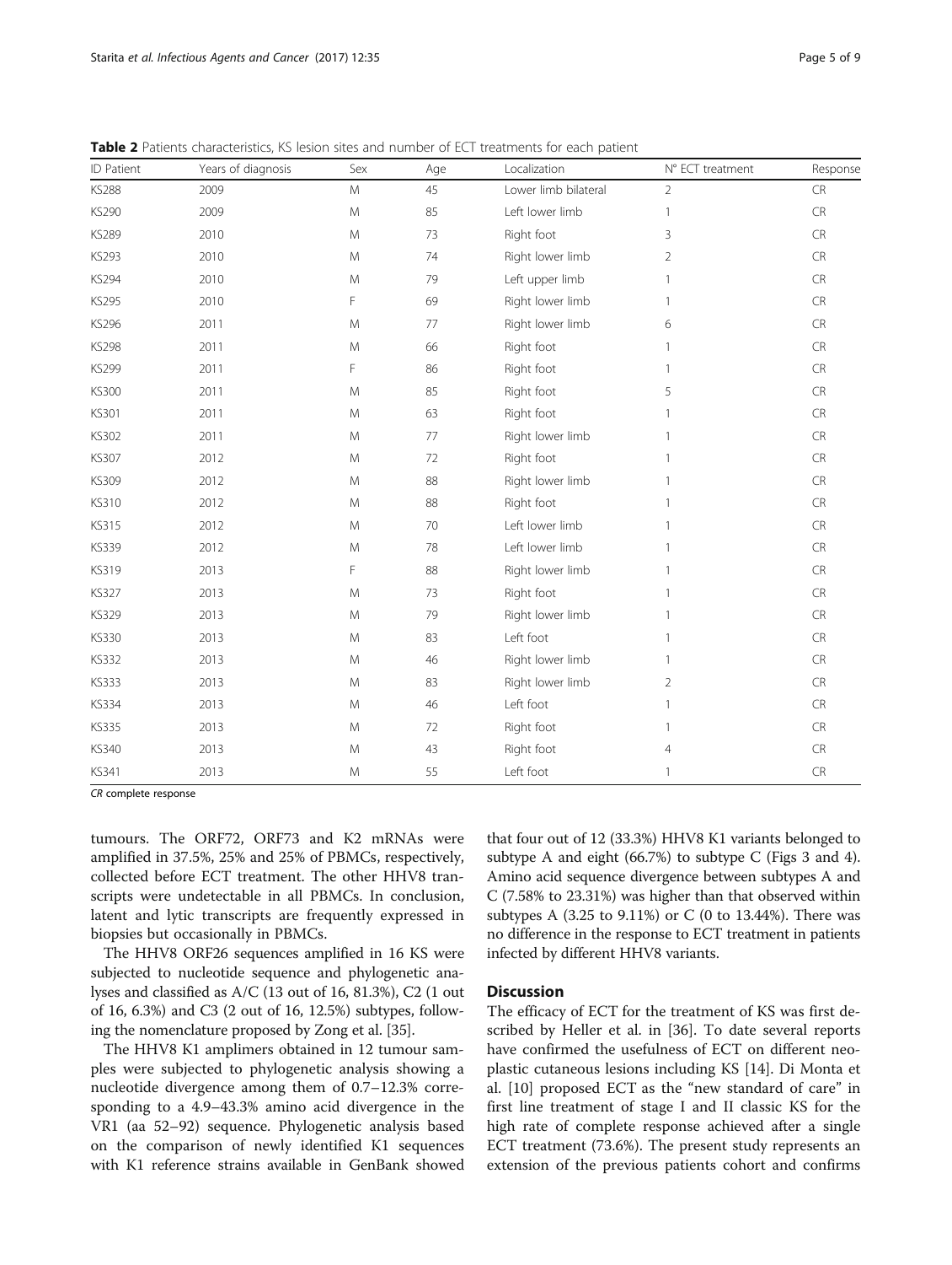**Table 2** Patients characteristics, KS lesion sites and number of ECT treatments for each patient

| ID Patient | Years of diagnosis | Sex | Age | Localization | N° ECT treatment | Response |
|---|---|---|---|---|---|---|
| KS288 | 2009 | M | 45 | Lower limb bilateral | 2 | CR |
| KS290 | 2009 | M | 85 | Left lower limb | 1 | CR |
| KS289 | 2010 | M | 73 | Right foot | 3 | CR |
| KS293 | 2010 | M | 74 | Right lower limb | 2 | CR |
| KS294 | 2010 | M | 79 | Left upper limb | 1 | CR |
| KS295 | 2010 | F | 69 | Right lower limb | 1 | CR |
| KS296 | 2011 | M | 77 | Right lower limb | 6 | CR |
| KS298 | 2011 | M | 66 | Right foot | 1 | CR |
| KS299 | 2011 | F | 86 | Right foot | 1 | CR |
| KS300 | 2011 | M | 85 | Right foot | 5 | CR |
| KS301 | 2011 | M | 63 | Right foot | 1 | CR |
| KS302 | 2011 | M | 77 | Right lower limb | 1 | CR |
| KS307 | 2012 | M | 72 | Right foot | 1 | CR |
| KS309 | 2012 | M | 88 | Right lower limb | 1 | CR |
| KS310 | 2012 | M | 88 | Right foot | 1 | CR |
| KS315 | 2012 | M | 70 | Left lower limb | 1 | CR |
| KS339 | 2012 | M | 78 | Left lower limb | 1 | CR |
| KS319 | 2013 | F | 88 | Right lower limb | 1 | CR |
| KS327 | 2013 | M | 73 | Right foot | 1 | CR |
| KS329 | 2013 | M | 79 | Right lower limb | 1 | CR |
| KS330 | 2013 | M | 83 | Left foot | 1 | CR |
| KS332 | 2013 | M | 46 | Right lower limb | 1 | CR |
| KS333 | 2013 | M | 83 | Right lower limb | 2 | CR |
| KS334 | 2013 | M | 46 | Left foot | 1 | CR |
| KS335 | 2013 | M | 72 | Right foot | 1 | CR |
| KS340 | 2013 | M | 43 | Right foot | 4 | CR |
| KS341 | 2013 | M | 55 | Left foot | 1 | CR |

*CR* complete response

tumours. The ORF72, ORF73 and K2 mRNAs were amplified in 37.5%, 25% and 25% of PBMCs, respectively, collected before ECT treatment. The other HHV8 transcripts were undetectable in all PBMCs. In conclusion, latent and lytic transcripts are frequently expressed in biopsies but occasionally in PBMCs.

The HHV8 ORF26 sequences amplified in 16 KS were subjected to nucleotide sequence and phylogenetic analyses and classified as A/C (13 out of 16, 81.3%), C2 (1 out of 16, 6.3%) and C3 (2 out of 16, 12.5%) subtypes, following the nomenclature proposed by Zong et al. [35].

The HHV8 K1 amplimers obtained in 12 tumour samples were subjected to phylogenetic analysis showing a nucleotide divergence among them of 0.7–12.3% corresponding to a 4.9–43.3% amino acid divergence in the VR1 (aa 52–92) sequence. Phylogenetic analysis based on the comparison of newly identified K1 sequences with K1 reference strains available in GenBank showed that four out of 12 (33.3%) HHV8 K1 variants belonged to subtype A and eight (66.7%) to subtype C (Figs 3 and 4). Amino acid sequence divergence between subtypes A and C (7.58% to 23.31%) was higher than that observed within subtypes A (3.25 to 9.11%) or C (0 to 13.44%). There was no difference in the response to ECT treatment in patients infected by different HHV8 variants.

## Discussion

The efficacy of ECT for the treatment of KS was first described by Heller et al. in [36]. To date several reports have confirmed the usefulness of ECT on different neoplastic cutaneous lesions including KS [14]. Di Monta et al. [10] proposed ECT as the "new standard of care" in first line treatment of stage I and II classic KS for the high rate of complete response achieved after a single ECT treatment (73.6%). The present study represents an extension of the previous patients cohort and confirms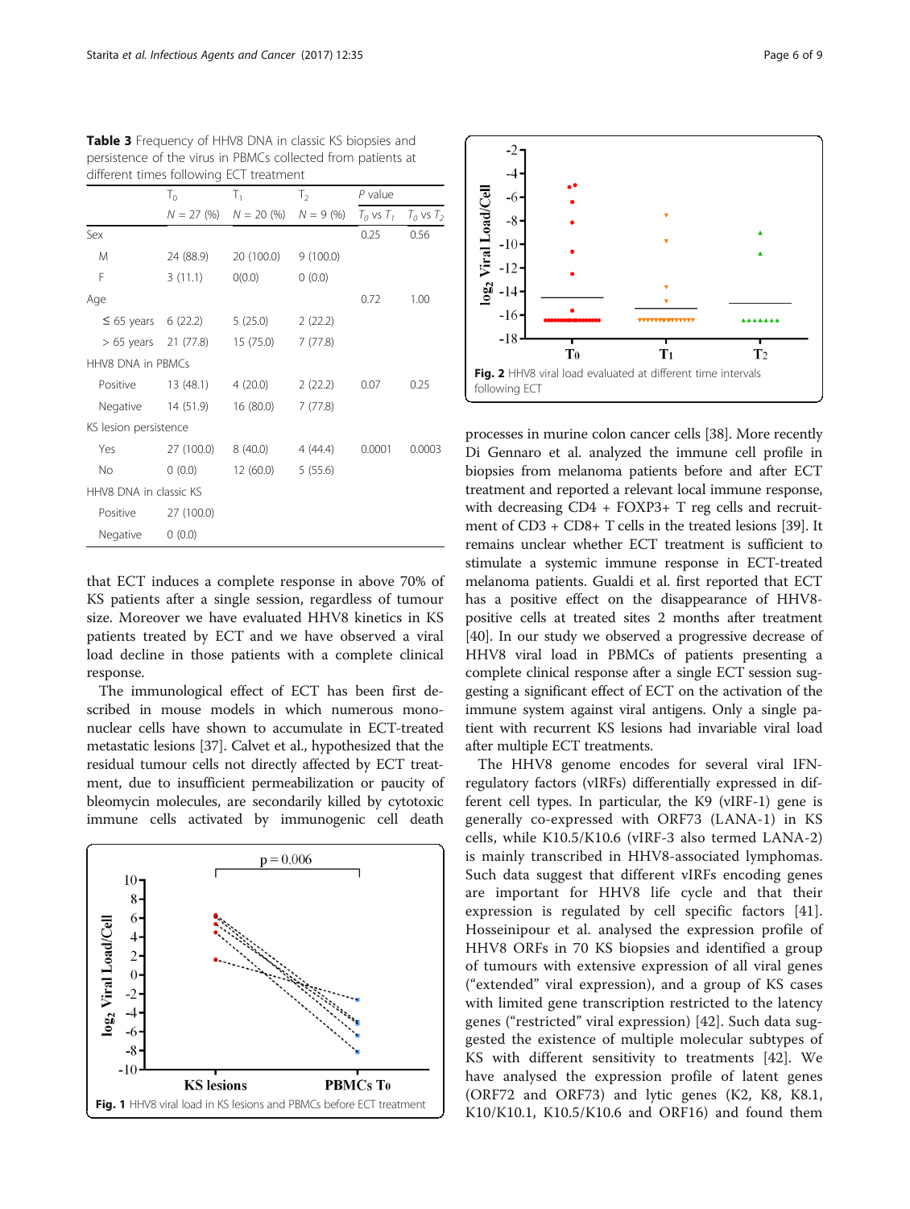**Table 3** Frequency of HHV8 DNA in classic KS biopsies and persistence of the virus in PBMCs collected from patients at different times following ECT treatment

| | $T_0$ | $T_1$ | $T_2$ | *P* value | |
|---|---|---|---|---|---|
| | *N* = 27 (%) | *N* = 20 (%) | *N* = 9 (%) | $T_0$ vs $T_1$ | $T_0$ vs $T_2$ |
| Sex | | | | 0.25 | 0.56 |
| M | 24 (88.9) | 20 (100.0) | 9 (100.0) | | |
| F | 3 (11.1) | 0(0.0) | 0 (0.0) | | |
| Age | | | | 0.72 | 1.00 |
| ≤ 65 years | 6 (22.2) | 5 (25.0) | 2 (22.2) | | |
| > 65 years | 21 (77.8) | 15 (75.0) | 7 (77.8) | | |
| HHV8 DNA in PBMCs | | | | | |
| Positive | 13 (48.1) | 4 (20.0) | 2 (22.2) | 0.07 | 0.25 |
| Negative | 14 (51.9) | 16 (80.0) | 7 (77.8) | | |
| KS lesion persistence | | | | | |
| Yes | 27 (100.0) | 8 (40.0) | 4 (44.4) | 0.0001 | 0.0003 |
| No | 0 (0.0) | 12 (60.0) | 5 (55.6) | | |
| HHV8 DNA in classic KS | | | | | |
| Positive | 27 (100.0) | | | | |
| Negative | 0 (0.0) | | | | |

that ECT induces a complete response in above 70% of KS patients after a single session, regardless of tumour size. Moreover we have evaluated HHV8 kinetics in KS patients treated by ECT and we have observed a viral load decline in those patients with a complete clinical response.

The immunological effect of ECT has been first described in mouse models in which numerous mononuclear cells have shown to accumulate in ECT-treated metastatic lesions [37]. Calvet et al., hypothesized that the residual tumour cells not directly affected by ECT treatment, due to insufficient permeabilization or paucity of bleomycin molecules, are secondarily killed by cytotoxic immune cells activated by immunogenic cell death

**Fig. 1** HHV8 viral load in KS lesions and PBMCs before ECT treatment

**Fig. 2** HHV8 viral load evaluated at different time intervals following ECT

processes in murine colon cancer cells [38]. More recently Di Gennaro et al. analyzed the immune cell profile in biopsies from melanoma patients before and after ECT treatment and reported a relevant local immune response, with decreasing CD4 + FOXP3+ T reg cells and recruitment of CD3 + CD8+ T cells in the treated lesions [39]. It remains unclear whether ECT treatment is sufficient to stimulate a systemic immune response in ECT-treated melanoma patients. Gualdi et al. first reported that ECT has a positive effect on the disappearance of HHV8-positive cells at treated sites 2 months after treatment [40]. In our study we observed a progressive decrease of HHV8 viral load in PBMCs of patients presenting a complete clinical response after a single ECT session suggesting a significant effect of ECT on the activation of the immune system against viral antigens. Only a single patient with recurrent KS lesions had invariable viral load after multiple ECT treatments.

The HHV8 genome encodes for several viral IFN-regulatory factors (vIRFs) differentially expressed in different cell types. In particular, the K9 (vIRF-1) gene is generally co-expressed with ORF73 (LANA-1) in KS cells, while K10.5/K10.6 (vIRF-3 also termed LANA-2) is mainly transcribed in HHV8-associated lymphomas. Such data suggest that different vIRFs encoding genes are important for HHV8 life cycle and that their expression is regulated by cell specific factors [41]. Hosseinipour et al. analysed the expression profile of HHV8 ORFs in 70 KS biopsies and identified a group of tumours with extensive expression of all viral genes ("extended" viral expression), and a group of KS cases with limited gene transcription restricted to the latency genes ("restricted" viral expression) [42]. Such data suggested the existence of multiple molecular subtypes of KS with different sensitivity to treatments [42]. We have analysed the expression profile of latent genes (ORF72 and ORF73) and lytic genes (K2, K8, K8.1, K10/K10.1, K10.5/K10.6 and ORF16) and found them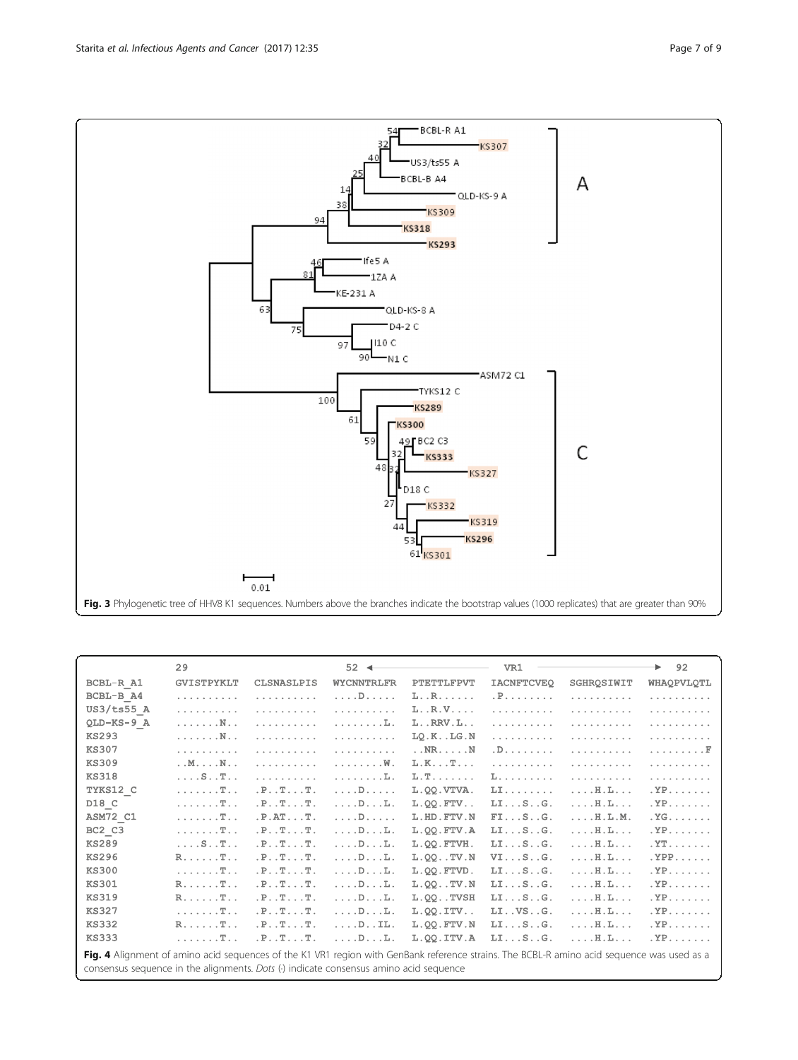Fig. 3 Phylogenetic tree of HHV8 K1 sequences. Numbers above the branches indicate the bootstrap values (1000 replicates) that are greater than 90%

| | 29 | | 52 ◄ | | VR1 | | ► 92 |
|---|---|---|---|---|---|---|---|
| BCBL-R_A1 | GVISTPYKLT | CLSNASLPIS | WYCNNTRLFR | PTETTLFPVT | IACNFTCVEQ | SGHRQSIWIT | WHAQPVLQTL |
| BCBL-B_A4 | .......... | .......... | ....D..... | L..R...... | .P........ | .......... | .......... |
| US3/ts55_A | .......... | .......... | .......... | L..R.V.... | .......... | .......... | .......... |
| QLD-KS-9_A | .......N.. | .......... | ........L. | L..RRV.L.. | .......... | .......... | .......... |
| KS293 | .......N.. | .......... | .......... | LQ.K..LG.N | .......... | .......... | .......... |
| KS307 | .......... | .......... | .......... | ..NR.....N | .D........ | .......... | .........F |
| KS309 | ..M....N.. | .......... | ........W. | L.K...T... | .......... | .......... | .......... |
| KS318 | ....S..T.. | .......... | ........L. | L.T....... | L......... | .......... | .......... |
| TYKS12_C | .......T.. | .P..T...T. | ....D..... | L.QQ.VTVA. | LI........ | ....H.L... | .YP....... |
| D18_C | .......T.. | .P..T...T. | ....D...L. | L.QQ.FTV.. | LI...S..G. | ....H.L... | .YP....... |
| ASM72_C1 | .......T.. | .P.AT...T. | ....D..... | L.HD.FTV.N | FI...S..G. | ....H.L.M. | .YG....... |
| BC2_C3 | .......T.. | .P..T...T. | ....D...L. | L.QQ.FTV.A | LI...S..G. | ....H.L... | .YP....... |
| KS289 | ....S..T.. | .P..T...T. | ....D...L. | L.QQ.FTVH. | LI...S..G. | ....H.L... | .YT....... |
| KS296 | R......T.. | .P..T...T. | ....D...L. | L.QQ..TV.N | VI...S..G. | ....H.L... | .YPP...... |
| KS300 | .......T.. | .P..T...T. | ....D...L. | L.QQ.FTVD. | LI...S..G. | ....H.L... | .YP....... |
| KS301 | R......T.. | .P..T...T. | ....D...L. | L.QQ..TV.N | LI...S..G. | ....H.L... | .YP....... |
| KS319 | R......T.. | .P..T...T. | ....D...L. | L.QQ..TVSH | LI...S..G. | ....H.L... | .YP....... |
| KS327 | .......T.. | .P..T...T. | ....D...L. | L.QQ.ITV.. | LI..VS..G. | ....H.L... | .YP....... |
| KS332 | R......T.. | .P..T...T. | ....D..IL. | L.QQ.FTV.N | LI...S..G. | ....H.L... | .YP....... |
| KS333 | .......T.. | .P..T...T. | ....D...L. | L.QQ.ITV.A | LI...S..G. | ....H.L... | .YP....... |

Fig. 4 Alignment of amino acid sequences of the K1 VR1 region with GenBank reference strains. The BCBL-R amino acid sequence was used as a consensus sequence in the alignments. *Dots* (.) indicate consensus amino acid sequence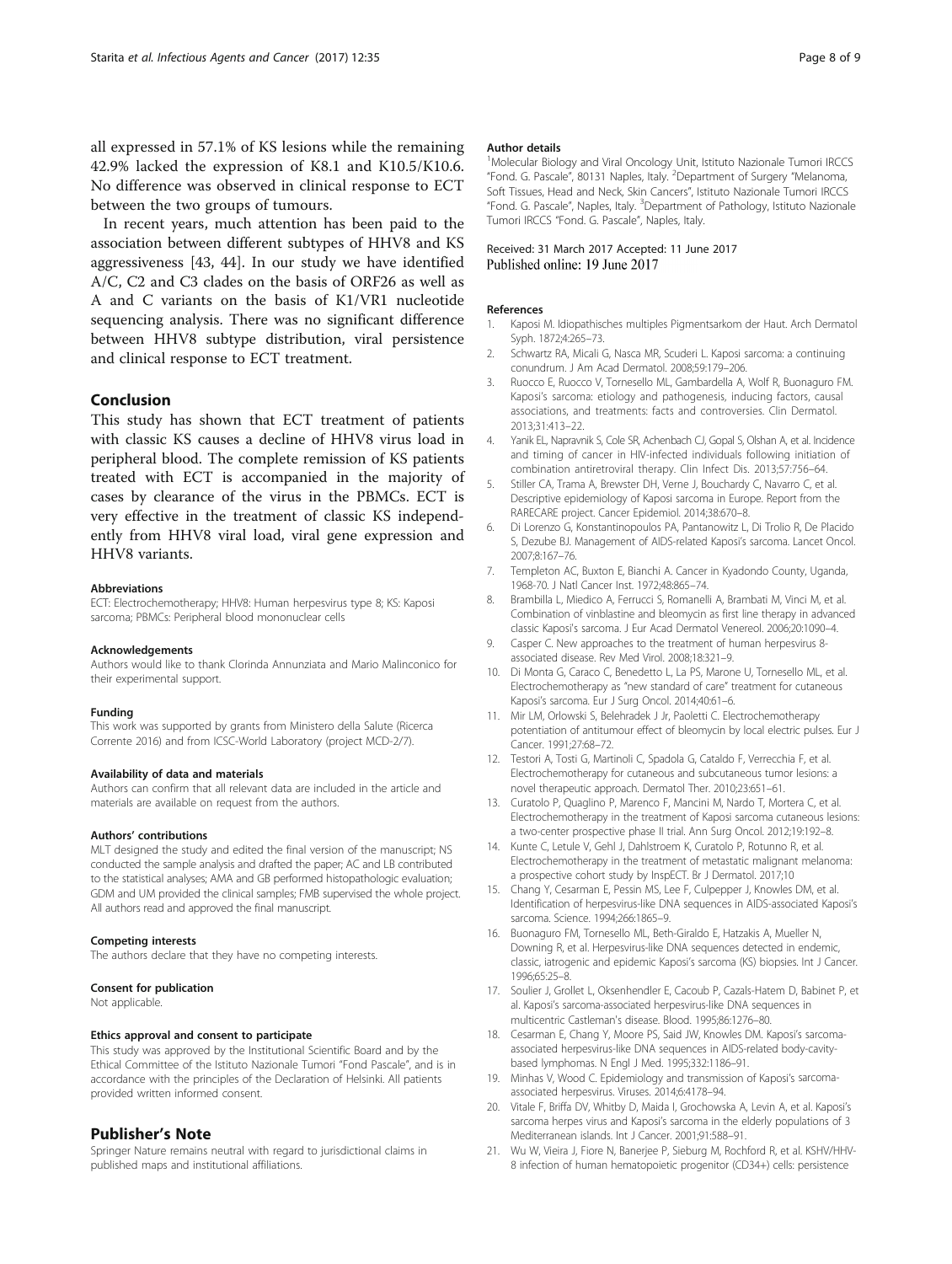all expressed in 57.1% of KS lesions while the remaining 42.9% lacked the expression of K8.1 and K10.5/K10.6. No difference was observed in clinical response to ECT between the two groups of tumours.

In recent years, much attention has been paid to the association between different subtypes of HHV8 and KS aggressiveness [43, 44]. In our study we have identified A/C, C2 and C3 clades on the basis of ORF26 as well as A and C variants on the basis of K1/VR1 nucleotide sequencing analysis. There was no significant difference between HHV8 subtype distribution, viral persistence and clinical response to ECT treatment.

## Conclusion

This study has shown that ECT treatment of patients with classic KS causes a decline of HHV8 virus load in peripheral blood. The complete remission of KS patients treated with ECT is accompanied in the majority of cases by clearance of the virus in the PBMCs. ECT is very effective in the treatment of classic KS independently from HHV8 viral load, viral gene expression and HHV8 variants.

#### Abbreviations

ECT: Electrochemotherapy; HHV8: Human herpesvirus type 8; KS: Kaposi sarcoma; PBMCs: Peripheral blood mononuclear cells

#### Acknowledgements

Authors would like to thank Clorinda Annunziata and Mario Malinconico for their experimental support.

#### Funding

This work was supported by grants from Ministero della Salute (Ricerca Corrente 2016) and from ICSC-World Laboratory (project MCD-2/7).

#### Availability of data and materials

Authors can confirm that all relevant data are included in the article and materials are available on request from the authors.

#### Authors' contributions

MLT designed the study and edited the final version of the manuscript; NS conducted the sample analysis and drafted the paper; AC and LB contributed to the statistical analyses; AMA and GB performed histopathologic evaluation; GDM and UM provided the clinical samples; FMB supervised the whole project. All authors read and approved the final manuscript.

#### Competing interests

The authors declare that they have no competing interests.

#### Consent for publication

Not applicable.

#### Ethics approval and consent to participate

This study was approved by the Institutional Scientific Board and by the Ethical Committee of the Istituto Nazionale Tumori "Fond Pascale", and is in accordance with the principles of the Declaration of Helsinki. All patients provided written informed consent.

## Publisher's Note

Springer Nature remains neutral with regard to jurisdictional claims in published maps and institutional affiliations.

#### Author details

[1]Molecular Biology and Viral Oncology Unit, Istituto Nazionale Tumori IRCCS "Fond. G. Pascale", 80131 Naples, Italy. [2]Department of Surgery "Melanoma, Soft Tissues, Head and Neck, Skin Cancers", Istituto Nazionale Tumori IRCCS "Fond. G. Pascale", Naples, Italy. [3]Department of Pathology, Istituto Nazionale Tumori IRCCS "Fond. G. Pascale", Naples, Italy.

Received: 31 March 2017 Accepted: 11 June 2017
Published online: 19 June 2017

#### References

1. Kaposi M. Idiopathisches multiples Pigmentsarkom der Haut. Arch Dermatol Syph. 1872;4:265–73.
2. Schwartz RA, Micali G, Nasca MR, Scuderi L. Kaposi sarcoma: a continuing conundrum. J Am Acad Dermatol. 2008;59:179–206.
3. Ruocco E, Ruocco V, Tornesello ML, Gambardella A, Wolf R, Buonaguro FM. Kaposi's sarcoma: etiology and pathogenesis, inducing factors, causal associations, and treatments: facts and controversies. Clin Dermatol. 2013;31:413–22.
4. Yanik EL, Napravnik S, Cole SR, Achenbach CJ, Gopal S, Olshan A, et al. Incidence and timing of cancer in HIV-infected individuals following initiation of combination antiretroviral therapy. Clin Infect Dis. 2013;57:756–64.
5. Stiller CA, Trama A, Brewster DH, Verne J, Bouchardy C, Navarro C, et al. Descriptive epidemiology of Kaposi sarcoma in Europe. Report from the RARECARE project. Cancer Epidemiol. 2014;38:670–8.
6. Di Lorenzo G, Konstantinopoulos PA, Pantanowitz L, Di Trolio R, De Placido S, Dezube BJ. Management of AIDS-related Kaposi's sarcoma. Lancet Oncol. 2007;8:167–76.
7. Templeton AC, Buxton E, Bianchi A. Cancer in Kyadondo County, Uganda, 1968-70. J Natl Cancer Inst. 1972;48:865–74.
8. Brambilla L, Miedico A, Ferrucci S, Romanelli A, Brambati M, Vinci M, et al. Combination of vinblastine and bleomycin as first line therapy in advanced classic Kaposi's sarcoma. J Eur Acad Dermatol Venereol. 2006;20:1090–4.
9. Casper C. New approaches to the treatment of human herpesvirus 8-associated disease. Rev Med Virol. 2008;18:321–9.
10. Di Monta G, Caraco C, Benedetto L, La PS, Marone U, Tornesello ML, et al. Electrochemotherapy as "new standard of care" treatment for cutaneous Kaposi's sarcoma. Eur J Surg Oncol. 2014;40:61–6.
11. Mir LM, Orlowski S, Belehradek J Jr, Paoletti C. Electrochemotherapy potentiation of antitumour effect of bleomycin by local electric pulses. Eur J Cancer. 1991;27:68–72.
12. Testori A, Tosti G, Martinoli C, Spadola G, Cataldo F, Verrecchia F, et al. Electrochemotherapy for cutaneous and subcutaneous tumor lesions: a novel therapeutic approach. Dermatol Ther. 2010;23:651–61.
13. Curatolo P, Quaglino P, Marenco F, Mancini M, Nardo T, Mortera C, et al. Electrochemotherapy in the treatment of Kaposi sarcoma cutaneous lesions: a two-center prospective phase II trial. Ann Surg Oncol. 2012;19:192–8.
14. Kunte C, Letule V, Gehl J, Dahlstroem K, Curatolo P, Rotunno R, et al. Electrochemotherapy in the treatment of metastatic malignant melanoma: a prospective cohort study by InspECT. Br J Dermatol. 2017;10
15. Chang Y, Cesarman E, Pessin MS, Lee F, Culpepper J, Knowles DM, et al. Identification of herpesvirus-like DNA sequences in AIDS-associated Kaposi's sarcoma. Science. 1994;266:1865–9.
16. Buonaguro FM, Tornesello ML, Beth-Giraldo E, Hatzakis A, Mueller N, Downing R, et al. Herpesvirus-like DNA sequences detected in endemic, classic, iatrogenic and epidemic Kaposi's sarcoma (KS) biopsies. Int J Cancer. 1996;65:25–8.
17. Soulier J, Grollet L, Oksenhendler E, Cacoub P, Cazals-Hatem D, Babinet P, et al. Kaposi's sarcoma-associated herpesvirus-like DNA sequences in multicentric Castleman's disease. Blood. 1995;86:1276–80.
18. Cesarman E, Chang Y, Moore PS, Said JW, Knowles DM. Kaposi's sarcoma-associated herpesvirus-like DNA sequences in AIDS-related body-cavity-based lymphomas. N Engl J Med. 1995;332:1186–91.
19. Minhas V, Wood C. Epidemiology and transmission of Kaposi's sarcoma-associated herpesvirus. Viruses. 2014;6:4178–94.
20. Vitale F, Briffa DV, Whitby D, Maida I, Grochowska A, Levin A, et al. Kaposi's sarcoma herpes virus and Kaposi's sarcoma in the elderly populations of 3 Mediterranean islands. Int J Cancer. 2001;91:588–91.
21. Wu W, Vieira J, Fiore N, Banerjee P, Sieburg M, Rochford R, et al. KSHV/HHV-8 infection of human hematopoietic progenitor (CD34+) cells: persistence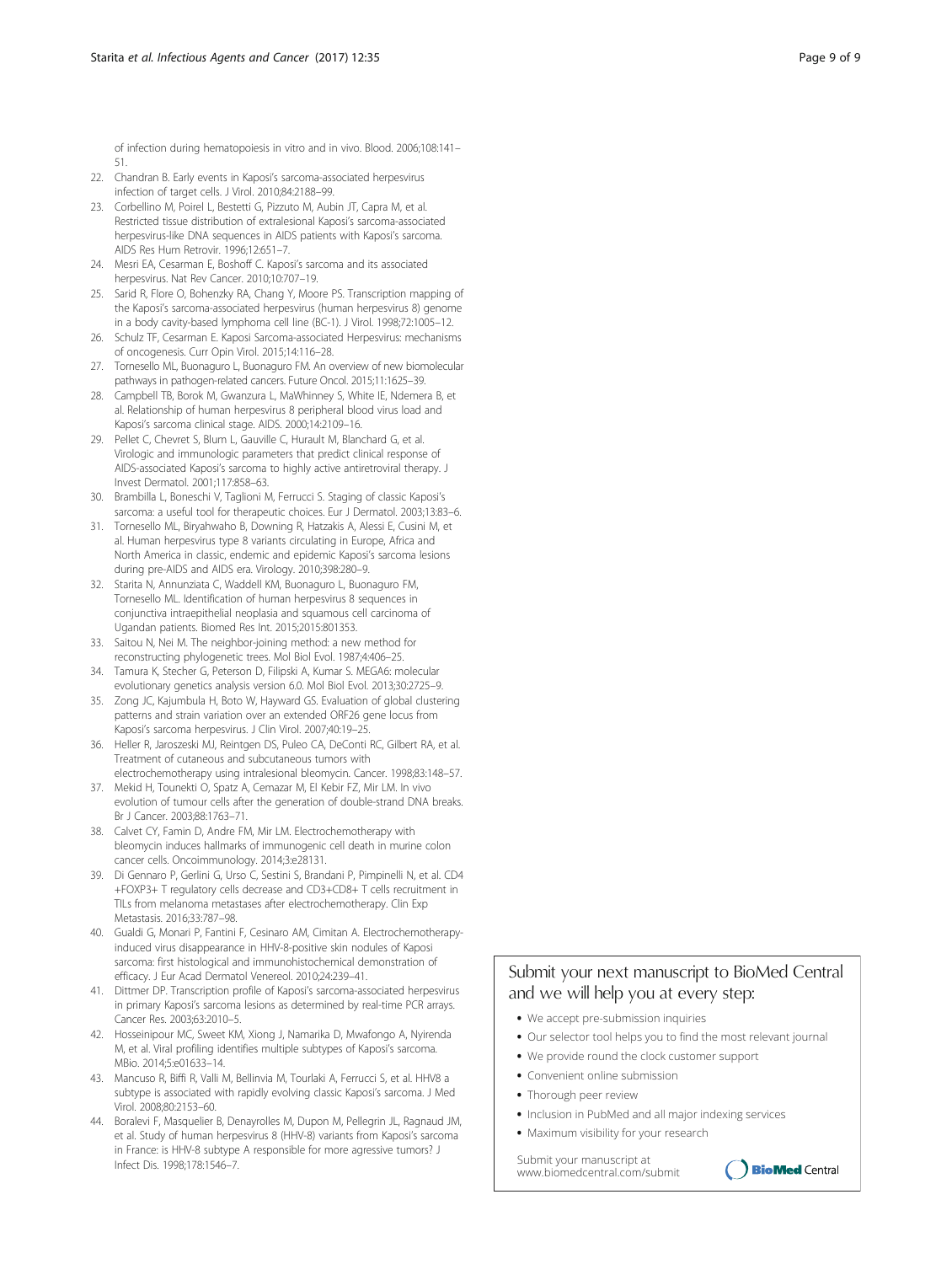of infection during hematopoiesis in vitro and in vivo. Blood. 2006;108:141–51.

22. Chandran B. Early events in Kaposi's sarcoma-associated herpesvirus infection of target cells. J Virol. 2010;84:2188–99.
23. Corbellino M, Poirel L, Bestetti G, Pizzuto M, Aubin JT, Capra M, et al. Restricted tissue distribution of extralesional Kaposi's sarcoma-associated herpesvirus-like DNA sequences in AIDS patients with Kaposi's sarcoma. AIDS Res Hum Retrovir. 1996;12:651–7.
24. Mesri EA, Cesarman E, Boshoff C. Kaposi's sarcoma and its associated herpesvirus. Nat Rev Cancer. 2010;10:707–19.
25. Sarid R, Flore O, Bohenzky RA, Chang Y, Moore PS. Transcription mapping of the Kaposi's sarcoma-associated herpesvirus (human herpesvirus 8) genome in a body cavity-based lymphoma cell line (BC-1). J Virol. 1998;72:1005–12.
26. Schulz TF, Cesarman E. Kaposi Sarcoma-associated Herpesvirus: mechanisms of oncogenesis. Curr Opin Virol. 2015;14:116–28.
27. Tornesello ML, Buonaguro L, Buonaguro FM. An overview of new biomolecular pathways in pathogen-related cancers. Future Oncol. 2015;11:1625–39.
28. Campbell TB, Borok M, Gwanzura L, MaWhinney S, White IE, Ndemera B, et al. Relationship of human herpesvirus 8 peripheral blood virus load and Kaposi's sarcoma clinical stage. AIDS. 2000;14:2109–16.
29. Pellet C, Chevret S, Blum L, Gauville C, Hurault M, Blanchard G, et al. Virologic and immunologic parameters that predict clinical response of AIDS-associated Kaposi's sarcoma to highly active antiretroviral therapy. J Invest Dermatol. 2001;117:858–63.
30. Brambilla L, Boneschi V, Taglioni M, Ferrucci S. Staging of classic Kaposi's sarcoma: a useful tool for therapeutic choices. Eur J Dermatol. 2003;13:83–6.
31. Tornesello ML, Biryahwaho B, Downing R, Hatzakis A, Alessi E, Cusini M, et al. Human herpesvirus type 8 variants circulating in Europe, Africa and North America in classic, endemic and epidemic Kaposi's sarcoma lesions during pre-AIDS and AIDS era. Virology. 2010;398:280–9.
32. Starita N, Annunziata C, Waddell KM, Buonaguro L, Buonaguro FM, Tornesello ML. Identification of human herpesvirus 8 sequences in conjunctiva intraepithelial neoplasia and squamous cell carcinoma of Ugandan patients. Biomed Res Int. 2015;2015:801353.
33. Saitou N, Nei M. The neighbor-joining method: a new method for reconstructing phylogenetic trees. Mol Biol Evol. 1987;4:406–25.
34. Tamura K, Stecher G, Peterson D, Filipski A, Kumar S. MEGA6: molecular evolutionary genetics analysis version 6.0. Mol Biol Evol. 2013;30:2725–9.
35. Zong JC, Kajumbula H, Boto W, Hayward GS. Evaluation of global clustering patterns and strain variation over an extended ORF26 gene locus from Kaposi's sarcoma herpesvirus. J Clin Virol. 2007;40:19–25.
36. Heller R, Jaroszeski MJ, Reintgen DS, Puleo CA, DeConti RC, Gilbert RA, et al. Treatment of cutaneous and subcutaneous tumors with electrochemotherapy using intralesional bleomycin. Cancer. 1998;83:148–57.
37. Mekid H, Tounekti O, Spatz A, Cemazar M, El Kebir FZ, Mir LM. In vivo evolution of tumour cells after the generation of double-strand DNA breaks. Br J Cancer. 2003;88:1763–71.
38. Calvet CY, Famin D, Andre FM, Mir LM. Electrochemotherapy with bleomycin induces hallmarks of immunogenic cell death in murine colon cancer cells. Oncoimmunology. 2014;3:e28131.
39. Di Gennaro P, Gerlini G, Urso C, Sestini S, Brandani P, Pimpinelli N, et al. CD4+FOXP3+ T regulatory cells decrease and CD3+CD8+ T cells recruitment in TILs from melanoma metastases after electrochemotherapy. Clin Exp Metastasis. 2016;33:787–98.
40. Gualdi G, Monari P, Fantini F, Cesinaro AM, Cimitan A. Electrochemotherapy-induced virus disappearance in HHV-8-positive skin nodules of Kaposi sarcoma: first histological and immunohistochemical demonstration of efficacy. J Eur Acad Dermatol Venereol. 2010;24:239–41.
41. Dittmer DP. Transcription profile of Kaposi's sarcoma-associated herpesvirus in primary Kaposi's sarcoma lesions as determined by real-time PCR arrays. Cancer Res. 2003;63:2010–5.
42. Hosseinipour MC, Sweet KM, Xiong J, Namarika D, Mwafongo A, Nyirenda M, et al. Viral profiling identifies multiple subtypes of Kaposi's sarcoma. MBio. 2014;5:e01633–14.
43. Mancuso R, Biffi R, Valli M, Bellinvia M, Tourlaki A, Ferrucci S, et al. HHV8 a subtype is associated with rapidly evolving classic Kaposi's sarcoma. J Med Virol. 2008;80:2153–60.
44. Boralevi F, Masquelier B, Denayrolles M, Dupon M, Pellegrin JL, Ragnaud JM, et al. Study of human herpesvirus 8 (HHV-8) variants from Kaposi's sarcoma in France: is HHV-8 subtype A responsible for more agressive tumors? J Infect Dis. 1998;178:1546–7.

Submit your next manuscript to BioMed Central and we will help you at every step:

- We accept pre-submission inquiries
- Our selector tool helps you to find the most relevant journal
- We provide round the clock customer support
- Convenient online submission
- Thorough peer review
- Inclusion in PubMed and all major indexing services
- Maximum visibility for your research

Submit your manuscript at www.biomedcentral.com/submit

BioMed Central